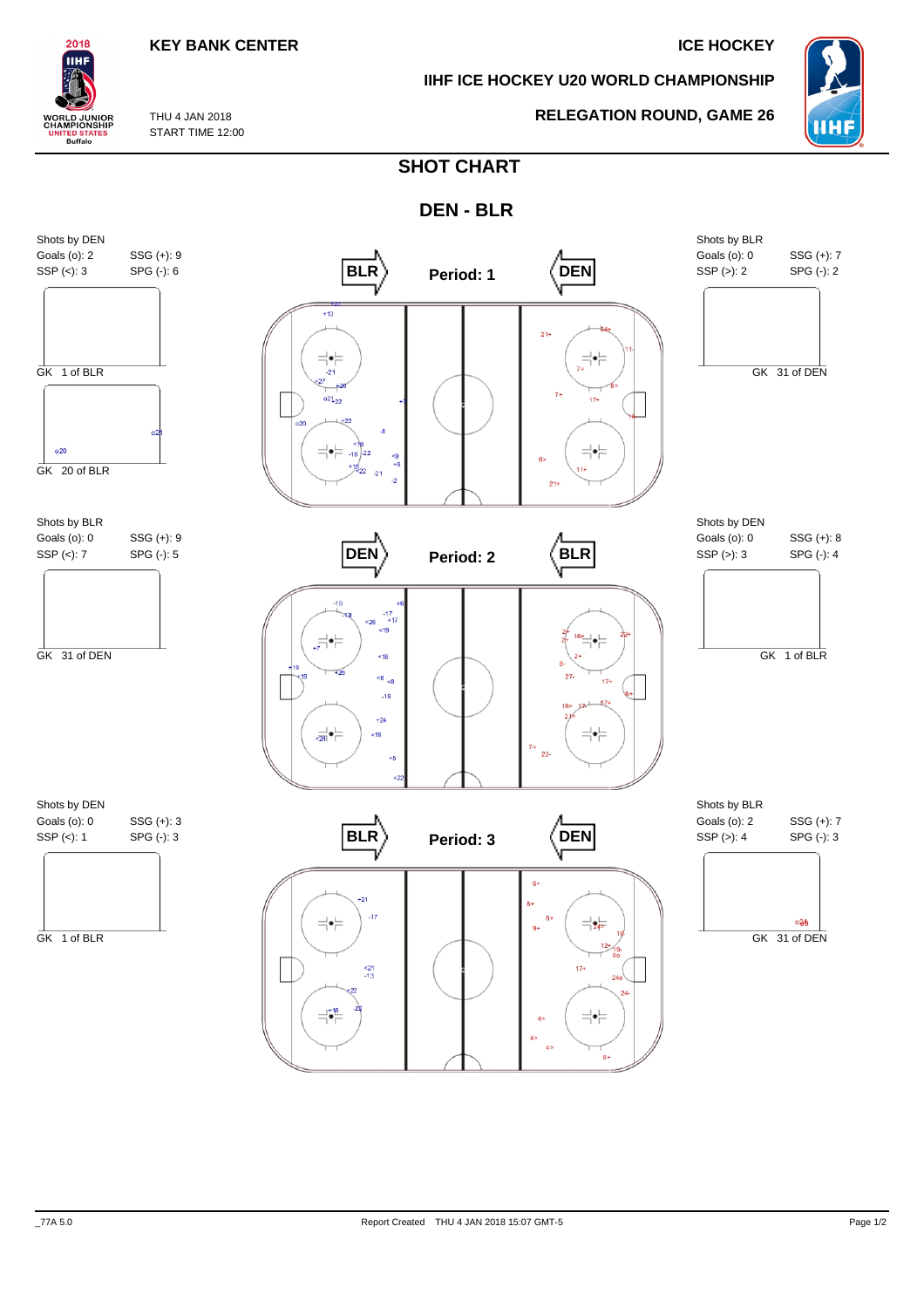KEY BANK CENTER

ICE HOCKEY

IIHF ICE HOCKEY U20 WORLD CHAMPIONSHIP

THU 4 JAN 2018
START TIME 12:00

RELEGATION ROUND, GAME 26

# SHOT CHART

## DEN - BLR

### Period: 1

Shots by DEN
Goals (o): 2 SSG (+): 9
SSP (<): 3 SPG (-): 6

GK 1 of BLR

GK 20 of BLR

Shots by BLR
Goals (o): 0 SSG (+): 7
SSP (>): 2 SPG (-): 2

GK 31 of DEN

### Period: 2

Shots by BLR
Goals (o): 0 SSG (+): 9
SSP (<): 7 SPG (-): 5

GK 31 of DEN

Shots by DEN
Goals (o): 0 SSG (+): 8
SSP (>): 3 SPG (-): 4

GK 1 of BLR

### Period: 3

Shots by DEN
Goals (o): 0 SSG (+): 3
SSP (<): 1 SPG (-): 3

GK 1 of BLR

Shots by BLR
Goals (o): 2 SSG (+): 7
SSP (>): 4 SPG (-): 3

GK 31 of DEN

_77A 5.0 Report Created THU 4 JAN 2018 15:07 GMT-5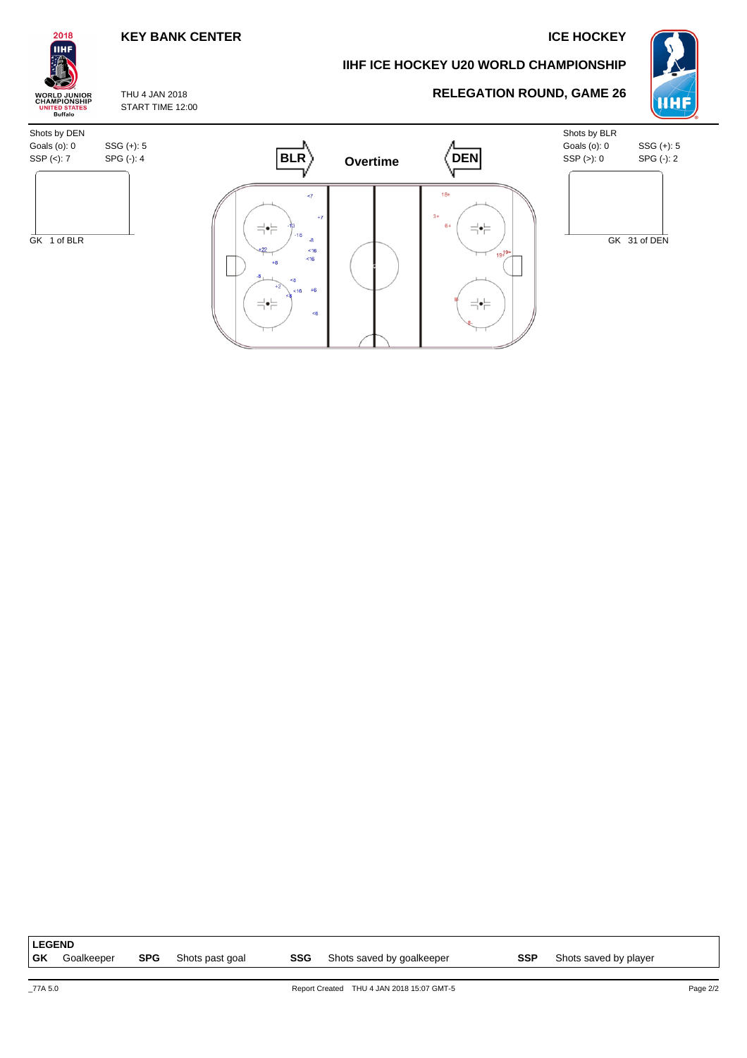**KEY BANK CENTER**

**ICE HOCKEY**

**IIHF ICE HOCKEY U20 WORLD CHAMPIONSHIP**

THU 4 JAN 2018
START TIME 12:00

**RELEGATION ROUND, GAME 26**

Shots by DEN
Goals (o): 0
SSG (+): 5
SSP (<): 7
SPG (-): 4

GK 1 of BLR

**BLR** **Overtime** **DEN**

Shots by BLR
Goals (o): 0
SSG (+): 5
SSP (>): 0
SPG (-): 2

GK 31 of DEN

<7
+7
-10
-16
-8
<16
<16
+22
+8
-8
<8
+2
<16
+6
<8
<8

18+
3+
6+
19+19+
8-
8-

**LEGEND**

| | | | | | | | |
|---|---|---|---|---|---|---|---|
| **GK** | Goalkeeper | **SPG** | Shots past goal | **SSG** | Shots saved by goalkeeper | **SSP** | Shots saved by player |

_77A 5.0 Report Created THU 4 JAN 2018 15:07 GMT-5